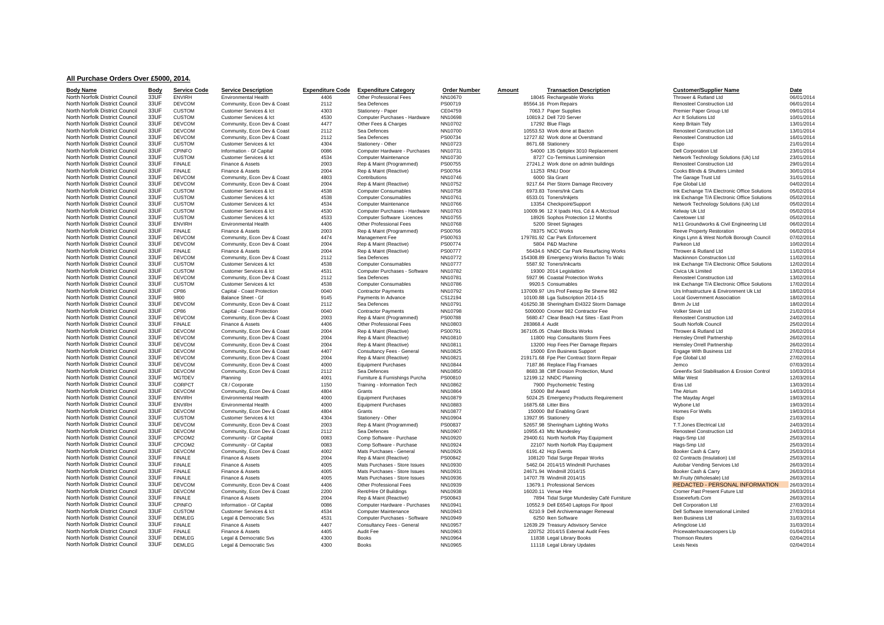## All Purchase Orders Over £5000, 2014.

| Body Name | Body | Service Code | Service Description | Expenditure Code | Expenditure Category | Order Number | Amount | Transaction Description | Customer/Supplier Name | Date |
|---|---|---|---|---|---|---|---|---|---|---|
| North Norfolk District Council | 33UF | ENVIRH | Environmental Health | 4406 | Other Professional Fees | NN10670 | 18045 | Rechargeable Works | Thrower & Rutland Ltd | 06/01/2014 |
| North Norfolk District Council | 33UF | DEVCOM | Community, Econ Dev & Coast | 2112 | Sea Defences | PS00719 | 85564.16 | Prom Repairs | Renosteel Construction Ltd | 06/01/2014 |
| North Norfolk District Council | 33UF | CUSTOM | Customer Services & Ict | 4303 | Stationery - Paper | CE04759 | 7063.7 | Paper Supplies | Premier Paper Group Ltd | 09/01/2014 |
| North Norfolk District Council | 33UF | CUSTOM | Customer Services & Ict | 4530 | Computer Purchases - Hardware | NN10698 | 10819.2 | Dell 720 Server | Acr It Solutions Ltd | 10/01/2014 |
| North Norfolk District Council | 33UF | DEVCOM | Community, Econ Dev & Coast | 4477 | Other Fees & Charges | NN10702 | 17292 | Blue Flags | Keep Britain Tidy | 13/01/2014 |
| North Norfolk District Council | 33UF | DEVCOM | Community, Econ Dev & Coast | 2112 | Sea Defences | NN10700 | 10553.53 | Work done at Bacton | Renosteel Construction Ltd | 13/01/2014 |
| North Norfolk District Council | 33UF | DEVCOM | Community, Econ Dev & Coast | 2112 | Sea Defences | PS00734 | 12727.82 | Work done at Overstrand | Renosteel Construction Ltd | 16/01/2014 |
| North Norfolk District Council | 33UF | CUSTOM | Customer Services & Ict | 4304 | Stationery - Other | NN10723 | 8671.68 | Stationery | Espo | 21/01/2014 |
| North Norfolk District Council | 33UF | CPINFO | Information - Gf Capital | 0086 | Computer Hardware - Purchases | NN10731 | 54000 | 135 Optiplex 3010 Replacement | Dell Corporation Ltd | 23/01/2014 |
| North Norfolk District Council | 33UF | CUSTOM | Customer Services & Ict | 4534 | Computer Maintenance | NN10730 | 8727 | Co-Terminus Luminension | Network Technology Solutions (Uk) Ltd | 23/01/2014 |
| North Norfolk District Council | 33UF | FINALE | Finance & Assets | 2003 | Rep & Maint (Programmed) | PS00755 | 27241.2 | Work done on admin buildings | Renosteel Construction Ltd | 29/01/2014 |
| North Norfolk District Council | 33UF | FINALE | Finance & Assets | 2004 | Rep & Maint (Reactive) | PS00764 | 11253 | RNLI Door | Cooks Blinds & Shutters Limited | 30/01/2014 |
| North Norfolk District Council | 33UF | DEVCOM | Community, Econ Dev & Coast | 4803 | Contributions | NN10746 | 6000 | Sla Grant | The Garage Trust Ltd | 31/01/2014 |
| North Norfolk District Council | 33UF | DEVCOM | Community, Econ Dev & Coast | 2004 | Rep & Maint (Reactive) | NN10752 | 9217.64 | Pier Storm Damage Recovery | Fpe Global Ltd | 04/02/2014 |
| North Norfolk District Council | 33UF | CUSTOM | Customer Services & Ict | 4538 | Computer Consumables | NN10758 | 6973.83 | Toners/Ink Carts | Ink Exchange T/A Electronic Office Solutions | 05/02/2014 |
| North Norfolk District Council | 33UF | CUSTOM | Customer Services & Ict | 4538 | Computer Consumables | NN10761 | 6533.01 | Toners/Inkjets | Ink Exchange T/A Electronic Office Solutions | 05/02/2014 |
| North Norfolk District Council | 33UF | CUSTOM | Customer Services & Ict | 4534 | Computer Maintenance | NN10766 | 13354 | Checkpoint/Support | Network Technology Solutions (Uk) Ltd | 05/02/2014 |
| North Norfolk District Council | 33UF | CUSTOM | Customer Services & Ict | 4530 | Computer Purchases - Hardware | NN10763 | 10009.96 | 12 X Ipads Hos, Cd & A.Mccloud | Kelway Uk Ltd | 05/02/2014 |
| North Norfolk District Council | 33UF | CUSTOM | Customer Services & Ict | 4533 | Computer Software Licences | NN10755 | 18926 | Sophos Protection 12 Months | Caretower Ltd | 05/02/2014 |
| North Norfolk District Council | 33UF | ENVIRH | Environmental Health | 4406 | Other Professional Fees | NN10768 | 5200 | Street Signages | Nr11 Groundworks & Civil Engineering Ltd | 06/02/2014 |
| North Norfolk District Council | 33UF | FINALE | Finance & Assets | 2003 | Rep & Maint (Programmed) | PS00766 | 78375 | NCC Works | Reeve Property Restoration | 06/02/2014 |
| North Norfolk District Council | 33UF | DEVCOM | Community, Econ Dev & Coast | 4474 | Management Fee | PS00763 | 179781.92 | Car Park Enforcement | Kings Lynn & West Norfolk Borough Council | 07/02/2014 |
| North Norfolk District Council | 33UF | DEVCOM | Community, Econ Dev & Coast | 2004 | Rep & Maint (Reactive) | PS00774 | 5804 | P&D Machine | Parkeon Ltd | 10/02/2014 |
| North Norfolk District Council | 33UF | FINALE | Finance & Assets | 2004 | Rep & Maint (Reactive) | PS00777 | 56434.6 | NNDC Car Park Resurfacing Works | Thrower & Rutland Ltd | 11/02/2014 |
| North Norfolk District Council | 33UF | DEVCOM | Community, Econ Dev & Coast | 2112 | Sea Defences | NN10772 | 154308.89 | Emergency Works Bacton To Walc | Mackinnon Construction Ltd | 11/02/2014 |
| North Norfolk District Council | 33UF | CUSTOM | Customer Services & Ict | 4538 | Computer Consumables | NN10777 | 5587.92 | Toners/Inkcarts | Ink Exchange T/A Electronic Office Solutions | 12/02/2014 |
| North Norfolk District Council | 33UF | CUSTOM | Customer Services & Ict | 4531 | Computer Purchases - Software | NN10782 | 19300 | 2014 Legislation | Civica Uk Limited | 13/02/2014 |
| North Norfolk District Council | 33UF | DEVCOM | Community, Econ Dev & Coast | 2112 | Sea Defences | NN10781 | 5927.96 | Coastal Protection Works | Renosteel Construction Ltd | 13/02/2014 |
| North Norfolk District Council | 33UF | CUSTOM | Customer Services & Ict | 4538 | Computer Consumables | NN10786 | 9920.5 | Consumables | Ink Exchange T/A Electronic Office Solutions | 17/02/2014 |
| North Norfolk District Council | 33UF | CP86 | Capital - Coast Protection | 0040 | Contractor Payments | NN10792 | 137009.97 | Urs Prof Feescp Re Sheme 982 | Urs Infrastructure & Environment Uk Ltd | 18/02/2014 |
| North Norfolk District Council | 33UF | 9800 | Balance Sheet - Gf | 9145 | Payments In Advance | CS12194 | 10100.88 | Lga Subscription 2014-15 | Local Government Association | 18/02/2014 |
| North Norfolk District Council | 33UF | DEVCOM | Community, Econ Dev & Coast | 2112 | Sea Defences | NN10791 | 416250.38 | Sheringham Et4322 Storm Damage | Bmm Jv Ltd | 18/02/2014 |
| North Norfolk District Council | 33UF | CP86 | Capital - Coast Protection | 0040 | Contractor Payments | NN10798 | 5000000 | Cromer 982 Contractor Fee | Volker Stevin Ltd | 21/02/2014 |
| North Norfolk District Council | 33UF | DEVCOM | Community, Econ Dev & Coast | 2003 | Rep & Maint (Programmed) | PS00788 | 5680.47 | Clear Beach Hut Sites - East Prom | Renosteel Construction Ltd | 24/02/2014 |
| North Norfolk District Council | 33UF | FINALE | Finance & Assets | 4406 | Other Professional Fees | NN10803 | 283868.4 | Audit | South Norfolk Council | 25/02/2014 |
| North Norfolk District Council | 33UF | DEVCOM | Community, Econ Dev & Coast | 2004 | Rep & Maint (Reactive) | PS00791 | 367105.05 | Chalet Blocks Works | Thrower & Rutland Ltd | 26/02/2014 |
| North Norfolk District Council | 33UF | DEVCOM | Community, Econ Dev & Coast | 2004 | Rep & Maint (Reactive) | NN10810 | 11800 | Hop Consultants Storm Fees | Hemsley Orrell Partnership | 26/02/2014 |
| North Norfolk District Council | 33UF | DEVCOM | Community, Econ Dev & Coast | 2004 | Rep & Maint (Reactive) | NN10811 | 13200 | Hop Fees Pier Damage Repairs | Hemsley Orrell Partnership | 26/02/2014 |
| North Norfolk District Council | 33UF | DEVCOM | Community, Econ Dev & Coast | 4407 | Consultancy Fees - General | NN10825 | 15000 | Enn Business Support | Engage With Business Ltd | 27/02/2014 |
| North Norfolk District Council | 33UF | DEVCOM | Community, Econ Dev & Coast | 2004 | Rep & Maint (Reactive) | NN10821 | 219171.68 | Fpe Pier Contract Storm Repair | Fpe Global Ltd | 27/02/2014 |
| North Norfolk District Council | 33UF | DEVCOM | Community, Econ Dev & Coast | 4000 | Equipment Purchases | NN10844 | 7187.86 | Replace Flag Framaes | Jemco | 07/03/2014 |
| North Norfolk District Council | 33UF | DEVCOM | Community, Econ Dev & Coast | 2112 | Sea Defences | NN10850 | 8683.38 | Cliff Erosion Protection, Mund | Greenfix Soil Stabilisation & Erosion Control | 10/03/2014 |
| North Norfolk District Council | 33UF | MGTDEV | Planning | 4001 | Furniture & Furnishings Purcha | PS00810 | 12199.12 | NNDC Planning | Millar West | 12/03/2014 |
| North Norfolk District Council | 33UF | CORPCT | Clt / Corporate | 1150 | Training - Information Tech | NN10862 | 7900 | Psychometric Testing | Eras Ltd | 13/03/2014 |
| North Norfolk District Council | 33UF | DEVCOM | Community, Econ Dev & Coast | 4804 | Grants | NN10864 | 15000 | Bsf Award | The Atrium | 14/03/2014 |
| North Norfolk District Council | 33UF | ENVIRH | Environmental Health | 4000 | Equipment Purchases | NN10879 | 5024.25 | Emergency Products Requirement | The Mayday Angel | 19/03/2014 |
| North Norfolk District Council | 33UF | ENVIRH | Environmental Health | 4000 | Equipment Purchases | NN10883 | 16875.68 | Litter Bins | Wybone Ltd | 19/03/2014 |
| North Norfolk District Council | 33UF | DEVCOM | Community, Econ Dev & Coast | 4804 | Grants | NN10877 | 150000 | Bsf Enabling Grant | Homes For Wells | 19/03/2014 |
| North Norfolk District Council | 33UF | CUSTOM | Customer Services & Ict | 4304 | Stationery - Other | NN10904 | 13927.95 | Stationery | Espo | 21/03/2014 |
| North Norfolk District Council | 33UF | DEVCOM | Community, Econ Dev & Coast | 2003 | Rep & Maint (Programmed) | PS00837 | 52657.98 | Sheringham Lighting Works | T.T.Jones Electrical Ltd | 24/03/2014 |
| North Norfolk District Council | 33UF | DEVCOM | Community, Econ Dev & Coast | 2112 | Sea Defences | NN10907 | 10955.43 | Mtc Mundesley | Renosteel Construction Ltd | 24/03/2014 |
| North Norfolk District Council | 33UF | CPCOM2 | Community - Gf Capital | 0083 | Comp Software - Purchase | NN10920 | 29400.61 | North Norfolk Play Equipment | Hags-Smp Ltd | 25/03/2014 |
| North Norfolk District Council | 33UF | CPCOM2 | Community - Gf Capital | 0083 | Comp Software - Purchase | NN10924 | 22107 | North Norfolk Play Equipment | Hags-Smp Ltd | 25/03/2014 |
| North Norfolk District Council | 33UF | DEVCOM | Community, Econ Dev & Coast | 4002 | Mats Purchases - General | NN10926 | 6191.42 | Hcp Events | Booker Cash & Carry | 25/03/2014 |
| North Norfolk District Council | 33UF | FINALE | Finance & Assets | 2004 | Rep & Maint (Reactive) | PS00842 | 108120 | Tidal Surge Repair Works | 02 Contracts (Insulation) Ltd | 25/03/2014 |
| North Norfolk District Council | 33UF | FINALE | Finance & Assets | 4005 | Mats Purchases - Store Issues | NN10930 | 5462.04 | 2014/15 Windmill Purchases | Autobar Vending Services Ltd | 26/03/2014 |
| North Norfolk District Council | 33UF | FINALE | Finance & Assets | 4005 | Mats Purchases - Store Issues | NN10931 | 24671.94 | Windmill 2014/15 | Booker Cash & Carry | 26/03/2014 |
| North Norfolk District Council | 33UF | FINALE | Finance & Assets | 4005 | Mats Purchases - Store Issues | NN10936 | 14707.78 | Windmill 2014/15 | Mr.Fruity (Wholesale) Ltd | 26/03/2014 |
| North Norfolk District Council | 33UF | DEVCOM | Community, Econ Dev & Coast | 4406 | Other Professional Fees | NN10939 | 13679.1 | Professional Services | REDACTED - PERSONAL INFORMATION | 26/03/2014 |
| North Norfolk District Council | 33UF | DEVCOM | Community, Econ Dev & Coast | 2200 | Rent/Hire Of Buildings | NN10938 | 16020.11 | Venue Hire | Cromer Past Present Future Ltd | 26/03/2014 |
| North Norfolk District Council | 33UF | FINALE | Finance & Assets | 2004 | Rep & Maint (Reactive) | PS00843 | 7894 | Tidal Surge Mundesley Café Furniture | Essexrefurb.Com | 26/03/2014 |
| North Norfolk District Council | 33UF | CPINFO | Information - Gf Capital | 0086 | Computer Hardware - Purchases | NN10941 | 10552.9 | Dell E6540 Laptops For Itpool | Dell Corporation Ltd | 27/03/2014 |
| North Norfolk District Council | 33UF | CUSTOM | Customer Services & Ict | 4534 | Computer Maintenance | NN10943 | 6210.9 | Dell Archivemanager Renewal | Dell Software International Limited | 27/03/2014 |
| North Norfolk District Council | 33UF | DEMLEG | Legal & Democratic Svs | 4531 | Computer Purchases - Software | NN10949 | 6250 | Iken Software | Iken Business Ltd | 31/03/2014 |
| North Norfolk District Council | 33UF | FINALE | Finance & Assets | 4407 | Consultancy Fees - General | NN10957 | 12639.29 | Treasury Adsvisory Service | Arlingclose Ltd | 31/03/2014 |
| North Norfolk District Council | 33UF | FINALE | Finance & Assets | 4405 | Audit Fee | NN10963 | 220752 | 2014/15 External Audit Fees | Pricewaterhousecoopers Llp | 01/04/2014 |
| North Norfolk District Council | 33UF | DEMLEG | Legal & Democratic Svs | 4300 | Books | NN10964 | 11838 | Legal Library Books | Thomson Reuters | 02/04/2014 |
| North Norfolk District Council | 33UF | DEMLEG | Legal & Democratic Svs | 4300 | Books | NN10965 | 11118 | Legal Library Updates | Lexis Nexis | 02/04/2014 |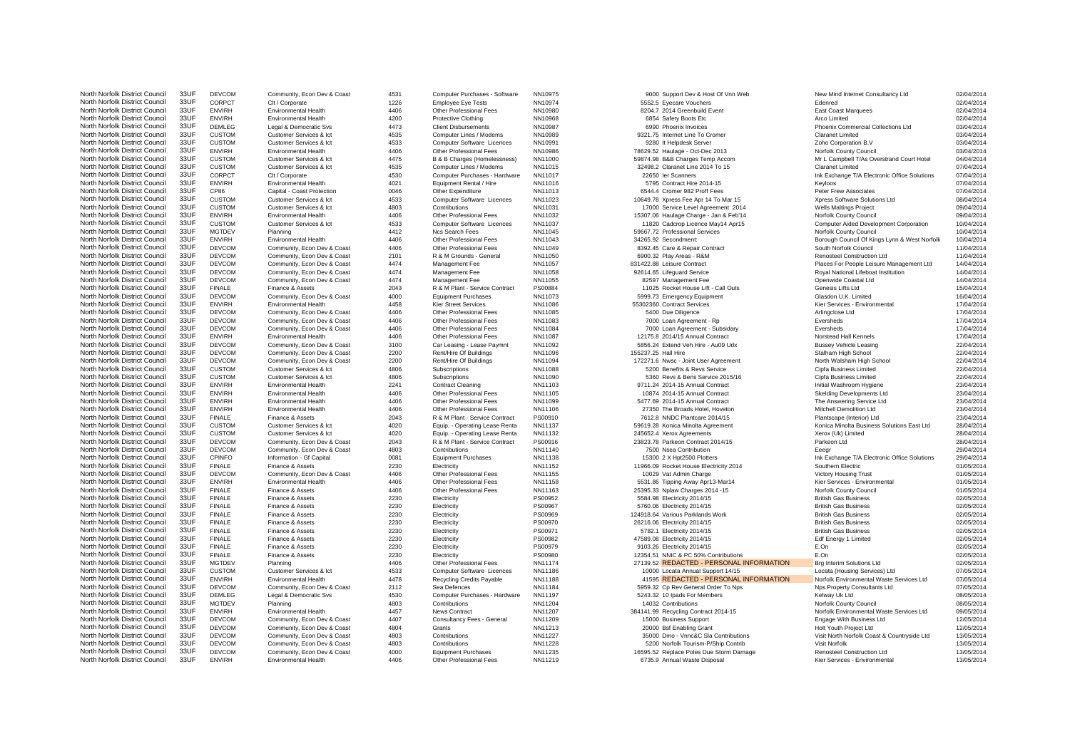| | | | | | | | | | | |
|---|---|---|---|---|---|---|---|---|---|---|
| North Norfolk District Council | 33UF | DEVCOM | Community, Econ Dev & Coast | 4531 | Computer Purchases - Software | NN10975 | 9000 | Support Dev & Host Of Vnn Web | New Mind Internet Consultancy Ltd | 02/04/2014 |
| North Norfolk District Council | 33UF | CORPCT | Clt / Corporate | 1226 | Employee Eye Tests | NN10974 | 5552.5 | Eyecare Vouchers | Edenred | 02/04/2014 |
| North Norfolk District Council | 33UF | ENVIRH | Environmental Health | 4406 | Other Professional Fees | NN10980 | 8204.7 | 2014 Greenbuild Event | East Coast Marquees | 02/04/2014 |
| North Norfolk District Council | 33UF | ENVIRH | Environmental Health | 4200 | Protective Clothing | NN10968 | 6854 | Safety Boots Etc | Arco Limited | 02/04/2014 |
| North Norfolk District Council | 33UF | DEMLEG | Legal & Democratic Svs | 4473 | Client Disbursements | NN10987 | 6990 | Phoenix Invoices | Phoenix Commercial Collections Ltd | 03/04/2014 |
| North Norfolk District Council | 33UF | CUSTOM | Customer Services & Ict | 4535 | Computer Lines / Modems | NN10989 | 9321.75 | Internet Line To Cromer | Claranet Limited | 03/04/2014 |
| North Norfolk District Council | 33UF | CUSTOM | Customer Services & Ict | 4533 | Computer Software Licences | NN10991 | 9280 | It Helpdesk Server | Zoho Corporation B.V | 03/04/2014 |
| North Norfolk District Council | 33UF | ENVIRH | Environmental Health | 4406 | Other Professional Fees | NN10986 | 78629.52 | Haulage - Oct-Dec 2013 | Norfolk County Council | 03/04/2014 |
| North Norfolk District Council | 33UF | CUSTOM | Customer Services & Ict | 4475 | B & B Charges (Homelessness) | NN11000 | 59874.98 | B&B Charges Temp Accom | Mr L Campbell T/As Overstrand Court Hotel | 04/04/2014 |
| North Norfolk District Council | 33UF | CUSTOM | Customer Services & Ict | 4535 | Computer Lines / Modems | NN11015 | 32498.2 | Claranet Line 2014 To 15 | Claranet Limited | 07/04/2014 |
| North Norfolk District Council | 33UF | CORPCT | Clt / Corporate | 4530 | Computer Purchases - Hardware | NN11017 | 22650 | Ier Scanners | Ink Exchange T/A Electronic Office Solutions | 07/04/2014 |
| North Norfolk District Council | 33UF | ENVIRH | Environmental Health | 4021 | Equipment Rental / Hire | NN11016 | 5795 | Contract Hire 2014-15 | Keyloos | 07/04/2014 |
| North Norfolk District Council | 33UF | CP86 | Capital - Coast Protection | 0046 | Other Expenditure | NN11013 | 6544.4 | Cromer 982 Proff Fees | Peter Frew Associates | 07/04/2014 |
| North Norfolk District Council | 33UF | CUSTOM | Customer Services & Ict | 4533 | Computer Software Licences | NN11023 | 10649.78 | Xpress Fee Apr 14 To Mar 15 | Xpress Software Solutions Ltd | 08/04/2014 |
| North Norfolk District Council | 33UF | CUSTOM | Customer Services & Ict | 4803 | Contributions | NN11031 | 17000 | Service Level Agreement 2014 | Wells Maltings Project | 09/04/2014 |
| North Norfolk District Council | 33UF | ENVIRH | Environmental Health | 4406 | Other Professional Fees | NN11032 | 15307.06 | Haulage Charge - Jan & Feb'14 | Norfolk County Council | 09/04/2014 |
| North Norfolk District Council | 33UF | CUSTOM | Customer Services & Ict | 4533 | Computer Software Licences | NN11037 | 11820 | Cadcrop Licence May14 Apr15 | Computer Aided Development Corporation | 10/04/2014 |
| North Norfolk District Council | 33UF | MGTDEV | Planning | 4412 | Ncs Search Fees | NN11045 | 59667.72 | Professional Services | Norfolk County Council | 10/04/2014 |
| North Norfolk District Council | 33UF | ENVIRH | Environmental Health | 4406 | Other Professional Fees | NN11043 | 34265.92 | Secondment: | Borough Council Of Kings Lynn & West Norfolk | 10/04/2014 |
| North Norfolk District Council | 33UF | DEVCOM | Community, Econ Dev & Coast | 4406 | Other Professional Fees | NN11049 | 8392.45 | Care & Repair Contract | South Norfolk Council | 11/04/2014 |
| North Norfolk District Council | 33UF | DEVCOM | Community, Econ Dev & Coast | 2101 | R & M Grounds - General | NN11050 | 6900.32 | Play Areas - R&M | Renosteel Construction Ltd | 11/04/2014 |
| North Norfolk District Council | 33UF | DEVCOM | Community, Econ Dev & Coast | 4474 | Management Fee | NN11057 | 831422.88 | Leisure Contract | Places For People Leisure Management Ltd | 14/04/2014 |
| North Norfolk District Council | 33UF | DEVCOM | Community, Econ Dev & Coast | 4474 | Management Fee | NN11058 | 92614.65 | Lifeguard Service | Royal National Lifeboat Institution | 14/04/2014 |
| North Norfolk District Council | 33UF | DEVCOM | Community, Econ Dev & Coast | 4474 | Management Fee | NN11055 | 82597 | Management Fee | Openwide Coastal Ltd | 14/04/2014 |
| North Norfolk District Council | 33UF | FINALE | Finance & Assets | 2043 | R & M Plant - Service Contract | PS00884 | 11025 | Rocket House Lift - Call Outs | Genesis Lifts Ltd | 15/04/2014 |
| North Norfolk District Council | 33UF | DEVCOM | Community, Econ Dev & Coast | 4000 | Equipment Purchases | NN11073 | 5999.73 | Emergency Equipment | Glasdon U.K. Limited | 16/04/2014 |
| North Norfolk District Council | 33UF | ENVIRH | Environmental Health | 4458 | Kier Street Services | NN11086 | 55302360 | Contract Services | Kier Services - Environmental | 17/04/2014 |
| North Norfolk District Council | 33UF | DEVCOM | Community, Econ Dev & Coast | 4406 | Other Professional Fees | NN11085 | 5400 | Due Diligence | Arlingclose Ltd | 17/04/2014 |
| North Norfolk District Council | 33UF | DEVCOM | Community, Econ Dev & Coast | 4406 | Other Professional Fees | NN11083 | 7000 | Loan Agreement - Rp | Eversheds | 17/04/2014 |
| North Norfolk District Council | 33UF | DEVCOM | Community, Econ Dev & Coast | 4406 | Other Professional Fees | NN11084 | 7000 | Loan Agreement - Subsidary | Eversheds | 17/04/2014 |
| North Norfolk District Council | 33UF | ENVIRH | Environmental Health | 4406 | Other Professional Fees | NN11087 | 12175.8 | 2014/15 Annual Contract | Norstead Hall Kennels | 17/04/2014 |
| North Norfolk District Council | 33UF | DEVCOM | Community, Econ Dev & Coast | 3100 | Car Leasing - Lease Paymnt | NN11092 | 5856.24 | Extend Veh Hire - Au09 Udx | Bussey Vehicle Leasing | 22/04/2014 |
| North Norfolk District Council | 33UF | DEVCOM | Community, Econ Dev & Coast | 2200 | Rent/Hire Of Buildings | NN11096 | 155237.25 | Hall Hire | Stalham High School | 22/04/2014 |
| North Norfolk District Council | 33UF | DEVCOM | Community, Econ Dev & Coast | 2200 | Rent/Hire Of Buildings | NN11094 | 172271.6 | Nwsc - Joint User Agreement | North Walsham High School | 22/04/2014 |
| North Norfolk District Council | 33UF | CUSTOM | Customer Services & Ict | 4806 | Subscriptions | NN11088 | 5200 | Benefits & Revs Service | Cipfa Business Limited | 22/04/2014 |
| North Norfolk District Council | 33UF | CUSTOM | Customer Services & Ict | 4806 | Subscriptions | NN11090 | 5360 | Revs & Bens Service 2015/16 | Cipfa Business Limited | 22/04/2014 |
| North Norfolk District Council | 33UF | ENVIRH | Environmental Health | 2241 | Contract Cleaning | NN11103 | 9711.24 | 2014-15 Annual Contract | Initial Washroom Hygiene | 23/04/2014 |
| North Norfolk District Council | 33UF | ENVIRH | Environmental Health | 4406 | Other Professional Fees | NN11105 | 10874 | 2014-15 Annual Contract | Skelding Developments Ltd | 23/04/2014 |
| North Norfolk District Council | 33UF | ENVIRH | Environmental Health | 4406 | Other Professional Fees | NN11099 | 5477.69 | 2014-15 Annual Contract | The Answering Service Ltd | 23/04/2014 |
| North Norfolk District Council | 33UF | ENVIRH | Environmental Health | 4406 | Other Professional Fees | NN11106 | 27350 | The Broads Hotel, Hoveton | Mitchell Demolition Ltd | 23/04/2014 |
| North Norfolk District Council | 33UF | FINALE | Finance & Assets | 2043 | R & M Plant - Service Contract | PS00910 | 7612.8 | NNDC Plantcare 2014/15 | Plantscape (Interior) Ltd | 23/04/2014 |
| North Norfolk District Council | 33UF | CUSTOM | Customer Services & Ict | 4020 | Equip. - Operating Lease Renta | NN11137 | 59619.28 | Konica Minolta Agreement | Konica Minolta Business Solutions East Ltd | 28/04/2014 |
| North Norfolk District Council | 33UF | CUSTOM | Customer Services & Ict | 4020 | Equip. - Operating Lease Renta | NN11132 | 245652.4 | Xerox Agreements | Xerox (Uk) Limited | 28/04/2014 |
| North Norfolk District Council | 33UF | DEVCOM | Community, Econ Dev & Coast | 2043 | R & M Plant - Service Contract | PS00916 | 23823.78 | Parkeon Contract 2014/15 | Parkeon Ltd | 28/04/2014 |
| North Norfolk District Council | 33UF | DEVCOM | Community, Econ Dev & Coast | 4803 | Contributions | NN11140 | 7500 | Nsea Contribution | Eeegr | 29/04/2014 |
| North Norfolk District Council | 33UF | CPINFO | Information - GF Capital | 0081 | Equipment Purchases | NN11138 | 15300 | 2 X Hpt2500 Plotters | Ink Exchange T/A Electronic Office Solutions | 29/04/2014 |
| North Norfolk District Council | 33UF | FINALE | Finance & Assets | 2230 | Electricity | NN11152 | 11966.09 | Rocket House Electricity 2014 | Southern Electric | 01/05/2014 |
| North Norfolk District Council | 33UF | DEVCOM | Community, Econ Dev & Coast | 4406 | Other Professional Fees | NN11155 | 10029 | Vat Admin Charge | Victory Housing Trust | 01/05/2014 |
| North Norfolk District Council | 33UF | ENVIRH | Environmental Health | 4406 | Other Professional Fees | NN11158 | 5531.86 | Tipping Away Apr13-Mar14 | Kier Services - Environmental | 01/05/2014 |
| North Norfolk District Council | 33UF | FINALE | Finance & Assets | 4406 | Other Professional Fees | NN11163 | 25395.33 | Nplaw Charges 2014 -15 | Norfolk County Council | 01/05/2014 |
| North Norfolk District Council | 33UF | FINALE | Finance & Assets | 2230 | Electricity | PS00952 | 5584.98 | Electricity 2014/15 | British Gas Business | 02/05/2014 |
| North Norfolk District Council | 33UF | FINALE | Finance & Assets | 2230 | Electricity | PS00967 | 5760.06 | Electricity 2014/15 | British Gas Business | 02/05/2014 |
| North Norfolk District Council | 33UF | FINALE | Finance & Assets | 2230 | Electricity | PS00969 | 124918.64 | Various Parklands Work | British Gas Business | 02/05/2014 |
| North Norfolk District Council | 33UF | FINALE | Finance & Assets | 2230 | Electricity | PS00970 | 26216.06 | Electricity 2014/15 | British Gas Business | 02/05/2014 |
| North Norfolk District Council | 33UF | FINALE | Finance & Assets | 2230 | Electricity | PS00971 | 5782.1 | Electricity 2014/15 | British Gas Business | 02/05/2014 |
| North Norfolk District Council | 33UF | FINALE | Finance & Assets | 2230 | Electricity | PS00982 | 47589.08 | Electricity 2014/15 | Edf Energy 1 Limited | 02/05/2014 |
| North Norfolk District Council | 33UF | FINALE | Finance & Assets | 2230 | Electricity | PS00979 | 9103.26 | Electricity 2014/15 | E.On | 02/05/2014 |
| North Norfolk District Council | 33UF | FINALE | Finance & Assets | 2230 | Electricity | PS00980 | 12354.51 | NNIC & PC 50% Contributions | E.On | 02/05/2014 |
| North Norfolk District Council | 33UF | MGTDEV | Planning | 4406 | Other Professional Fees | NN11174 | 27139.52 | REDACTED - PERSONAL INFORMATION | Brg Interim Solutions Ltd | 02/05/2014 |
| North Norfolk District Council | 33UF | CUSTOM | Customer Services & Ict | 4533 | Computer Software Licences | NN11186 | 10000 | Locata Annual Support 14/15 | Locata (Housing Services) Ltd | 07/05/2014 |
| North Norfolk District Council | 33UF | ENVIRH | Environmental Health | 4478 | Recycling Credits Payable | NN11188 | 41595 | REDACTED - PERSONAL INFORMATION | Norfolk Environmental Waste Services Ltd | 07/05/2014 |
| North Norfolk District Council | 33UF | DEVCOM | Community, Econ Dev & Coast | 2112 | Sea Defences | NN11184 | 5959.32 | Cp Rev General Order To Nps | Nps Property Consultants Ltd | 07/05/2014 |
| North Norfolk District Council | 33UF | DEMLEG | Legal & Democratic Svs | 4530 | Computer Purchases - Hardware | NN11197 | 5243.32 | 10 Ipads For Members | Kelway Uk Ltd | 08/05/2014 |
| North Norfolk District Council | 33UF | MGTDEV | Planning | 4803 | Contributions | NN11204 | 14032 | Contributions | Norfolk County Council | 08/05/2014 |
| North Norfolk District Council | 33UF | ENVIRH | Environmental Health | 4457 | News Contract | NN11207 | 384141.99 | Recycling Contract 2014-15 | Norfolk Environmental Waste Services Ltd | 09/05/2014 |
| North Norfolk District Council | 33UF | DEVCOM | Community, Econ Dev & Coast | 4407 | Consultancy Fees - General | NN11209 | 15000 | Business Support | Engage With Business Ltd | 12/05/2014 |
| North Norfolk District Council | 33UF | DEVCOM | Community, Econ Dev & Coast | 4804 | Grants | NN11213 | 20000 | Bsf Enabling Grant | Holt Youth Project Ltd | 12/05/2014 |
| North Norfolk District Council | 33UF | DEVCOM | Community, Econ Dev & Coast | 4803 | Contributions | NN11227 | 35000 | Dmo - Vnnc&C Sla Contributions | Visit North Norfolk Coast & Countryside Ltd | 13/05/2014 |
| North Norfolk District Council | 33UF | DEVCOM | Community, Econ Dev & Coast | 4803 | Contributions | NN11228 | 5200 | Norfolk Tourism-P/Ship Contrib | Visit Norfolk | 13/05/2014 |
| North Norfolk District Council | 33UF | DEVCOM | Community, Econ Dev & Coast | 4000 | Equipment Purchases | NN11235 | 16595.52 | Replace Poles Due Storm Damage | Renosteel Construction Ltd | 13/05/2014 |
| North Norfolk District Council | 33UF | ENVIRH | Environmental Health | 4406 | Other Professional Fees | NN11219 | 6735.9 | Annual Waste Disposal | Kier Services - Environmental | 13/05/2014 |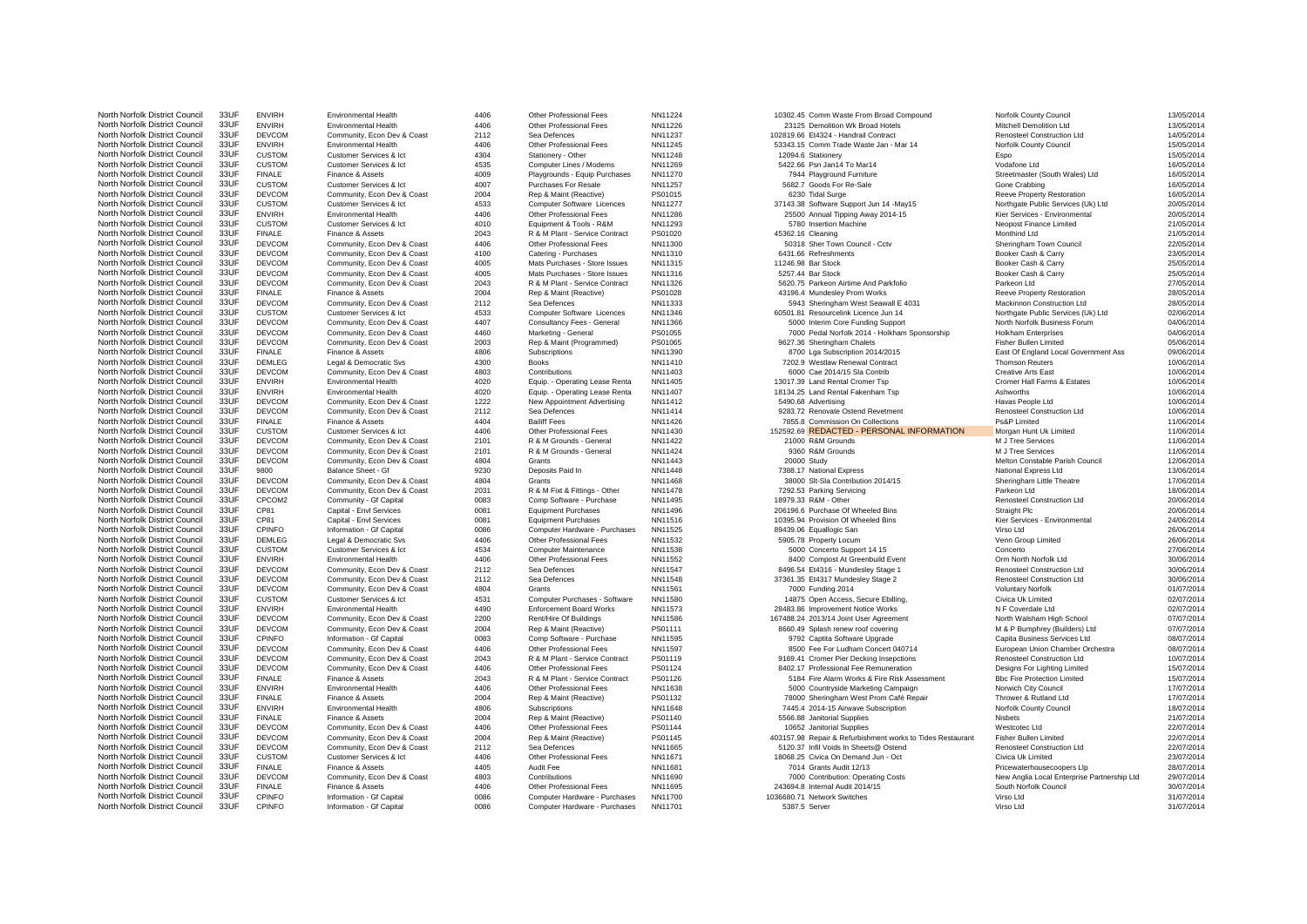| | | | | | | | | | | |
|---|---|---|---|---|---|---|---|---|---|---|
| North Norfolk District Council | 33UF | ENVIRH | Environmental Health | 4406 | Other Professional Fees | NN11224 | 10302.45 | Comm Waste From Broad Compound | Norfolk County Council | 13/05/2014 |
| North Norfolk District Council | 33UF | ENVIRH | Environmental Health | 4406 | Other Professional Fees | NN11226 | 23125 | Demolition Wk Broad Hotels | Mitchell Demolition Ltd | 13/05/2014 |
| North Norfolk District Council | 33UF | DEVCOM | Community, Econ Dev & Coast | 2112 | Sea Defences | NN11237 | 102819.66 | Et4324 - Handrail Contract | Renosteel Construction Ltd | 14/05/2014 |
| North Norfolk District Council | 33UF | ENVIRH | Environmental Health | 4406 | Other Professional Fees | NN11245 | 53343.15 | Comm Trade Waste Jan - Mar 14 | Norfolk County Council | 15/05/2014 |
| North Norfolk District Council | 33UF | CUSTOM | Customer Services & Ict | 4304 | Stationery - Other | NN11248 | 12094.6 | Stationery | Espo | 15/05/2014 |
| North Norfolk District Council | 33UF | CUSTOM | Customer Services & Ict | 4535 | Computer Lines / Modems | NN11269 | 5422.66 | Psn Jan14 To Mar14 | Vodafone Ltd | 16/05/2014 |
| North Norfolk District Council | 33UF | FINALE | Finance & Assets | 4009 | Playgrounds - Equip Purchases | NN11270 | 7944 | Playground Furniture | Streetmaster (South Wales) Ltd | 16/05/2014 |
| North Norfolk District Council | 33UF | CUSTOM | Customer Services & Ict | 4007 | Purchases For Resale | NN11257 | 5682.7 | Goods For Re-Sale | Gone Crabbing | 16/05/2014 |
| North Norfolk District Council | 33UF | DEVCOM | Community, Econ Dev & Coast | 2004 | Rep & Maint (Reactive) | PS01015 | 6230 | Tidal Surge | Reeve Property Restoration | 16/05/2014 |
| North Norfolk District Council | 33UF | CUSTOM | Customer Services & Ict | 4533 | Computer Software Licences | NN11277 | 37143.38 | Software Support Jun 14 -May15 | Northgate Public Services (Uk) Ltd | 20/05/2014 |
| North Norfolk District Council | 33UF | ENVIRH | Environmental Health | 4406 | Other Professional Fees | NN11286 | 25500 | Annual Tipping Away 2014-15 | Kier Services - Environmental | 20/05/2014 |
| North Norfolk District Council | 33UF | CUSTOM | Customer Services & Ict | 4010 | Equipment & Tools - R&M | NN11293 | 5780 | Insertion Machine | Neopost Finance Limited | 21/05/2014 |
| North Norfolk District Council | 33UF | FINALE | Finance & Assets | 2043 | R & M Plant - Service Contract | PS01020 | 45362.16 | Cleaning | Monthind Ltd | 21/05/2014 |
| North Norfolk District Council | 33UF | DEVCOM | Community, Econ Dev & Coast | 4406 | Other Professional Fees | NN11300 | 50318 | Sher Town Council - Cctv | Sheringham Town Council | 22/05/2014 |
| North Norfolk District Council | 33UF | DEVCOM | Community, Econ Dev & Coast | 4100 | Catering - Purchases | NN11310 | 6431.66 | Refreshments | Booker Cash & Carry | 23/05/2014 |
| North Norfolk District Council | 33UF | DEVCOM | Community, Econ Dev & Coast | 4005 | Mats Purchases - Store Issues | NN11315 | 11246.98 | Bar Stock | Booker Cash & Carry | 25/05/2014 |
| North Norfolk District Council | 33UF | DEVCOM | Community, Econ Dev & Coast | 4005 | Mats Purchases - Store Issues | NN11316 | 5257.44 | Bar Stock | Booker Cash & Carry | 25/05/2014 |
| North Norfolk District Council | 33UF | DEVCOM | Community, Econ Dev & Coast | 2043 | R & M Plant - Service Contract | NN11326 | 5620.75 | Parkeon Airtime And Parkfolio | Parkeon Ltd | 27/05/2014 |
| North Norfolk District Council | 33UF | FINALE | Finance & Assets | 2004 | Rep & Maint (Reactive) | PS01028 | 43196.4 | Mundesley Prom Works | Reeve Property Restoration | 28/05/2014 |
| North Norfolk District Council | 33UF | DEVCOM | Community, Econ Dev & Coast | 2112 | Sea Defences | NN11333 | 5943 | Sheringham West Seawall E 4031 | Mackinnon Construction Ltd | 28/05/2014 |
| North Norfolk District Council | 33UF | CUSTOM | Customer Services & Ict | 4533 | Computer Software Licences | NN11346 | 60501.81 | Resourcelink Licence Jun 14 | Northgate Public Services (Uk) Ltd | 02/06/2014 |
| North Norfolk District Council | 33UF | DEVCOM | Community, Econ Dev & Coast | 4407 | Consultancy Fees - General | NN11366 | 5000 | Interim Core Funding Support | North Norfolk Business Forum | 04/06/2014 |
| North Norfolk District Council | 33UF | DEVCOM | Community, Econ Dev & Coast | 4460 | Marketing - General | PS01055 | 7000 | Pedal Norfolk 2014 - Holkham Sponsorship | Holkham Enterprises | 04/06/2014 |
| North Norfolk District Council | 33UF | DEVCOM | Community, Econ Dev & Coast | 2003 | Rep & Maint (Programmed) | PS01065 | 9627.36 | Sheringham Chalets | Fisher Bullen Limited | 05/06/2014 |
| North Norfolk District Council | 33UF | FINALE | Finance & Assets | 4806 | Subscriptions | NN11390 | 8700 | Lga Subscription 2014/2015 | East Of England Local Government Ass | 09/06/2014 |
| North Norfolk District Council | 33UF | DEMLEG | Legal & Democratic Svs | 4300 | Books | NN11410 | 7202.9 | Westlaw Renewal Contract | Thomson Reuters | 10/06/2014 |
| North Norfolk District Council | 33UF | DEVCOM | Community, Econ Dev & Coast | 4803 | Contributions | NN11403 | 6000 | Cae 2014/15 Sla Contrib | Creative Arts East | 10/06/2014 |
| North Norfolk District Council | 33UF | ENVIRH | Environmental Health | 4020 | Equip. - Operating Lease Renta | NN11405 | 13017.39 | Land Rental Cromer Tsp | Cromer Hall Farms & Estates | 10/06/2014 |
| North Norfolk District Council | 33UF | ENVIRH | Environmental Health | 4020 | Equip. - Operating Lease Renta | NN11407 | 18134.25 | Land Rental Fakenham Tsp | Ashworths | 10/06/2014 |
| North Norfolk District Council | 33UF | DEVCOM | Community, Econ Dev & Coast | 1222 | New Appointment Advertising | NN11412 | 5490.68 | Advertising | Havas People Ltd | 10/06/2014 |
| North Norfolk District Council | 33UF | DEVCOM | Community, Econ Dev & Coast | 2112 | Sea Defences | NN11414 | 9283.72 | Renovate Ostend Revetment | Renosteel Construction Ltd | 10/06/2014 |
| North Norfolk District Council | 33UF | FINALE | Finance & Assets | 4404 | Bailiff Fees | NN11426 | 7855.8 | Commission On Collections | Ps&P Limited | 11/06/2014 |
| North Norfolk District Council | 33UF | CUSTOM | Customer Services & Ict | 4406 | Other Professional Fees | NN11430 | 152592.69 | REDACTED - PERSONAL INFORMATION | Morgan Hunt Uk Limited | 11/06/2014 |
| North Norfolk District Council | 33UF | DEVCOM | Community, Econ Dev & Coast | 2101 | R & M Grounds - General | NN11422 | 21000 | R&M Grounds | M J Tree Services | 11/06/2014 |
| North Norfolk District Council | 33UF | DEVCOM | Community, Econ Dev & Coast | 2101 | R & M Grounds - General | NN11424 | 9360 | R&M Grounds | M J Tree Services | 11/06/2014 |
| North Norfolk District Council | 33UF | DEVCOM | Community, Econ Dev & Coast | 4804 | Grants | NN11443 | 20000 | Study | Melton Constable Parish Council | 12/06/2014 |
| North Norfolk District Council | 33UF | 9800 | Balance Sheet - Gf | 9230 | Deposits Paid In | NN11448 | 7388.17 | National Express | National Express Ltd | 13/06/2014 |
| North Norfolk District Council | 33UF | DEVCOM | Community, Econ Dev & Coast | 4804 | Grants | NN11468 | 38000 | Slt-Sla Contribution 2014/15 | Sheringham Little Theatre | 17/06/2014 |
| North Norfolk District Council | 33UF | DEVCOM | Community, Econ Dev & Coast | 2031 | R & M Fixt & Fittings - Other | NN11478 | 7292.53 | Parking Servicing | Parkeon Ltd | 18/06/2014 |
| North Norfolk District Council | 33UF | CPCOM2 | Community - Gf Capital | 0083 | Comp Software - Purchase | NN11495 | 18979.33 | R&M - Other | Renosteel Construction Ltd | 20/06/2014 |
| North Norfolk District Council | 33UF | CP81 | Capital - Envl Services | 0081 | Equipment Purchases | NN11496 | 206196.6 | Purchase Of Wheeled Bins | Straight Plc | 20/06/2014 |
| North Norfolk District Council | 33UF | CP81 | Capital - Envl Services | 0081 | Equipment Purchases | NN11516 | 10395.94 | Provision Of Wheeled Bins | Kier Services - Environmental | 24/06/2014 |
| North Norfolk District Council | 33UF | CPINFO | Information - Gf Capital | 0086 | Computer Hardware - Purchases | NN11525 | 89439.06 | Equallogic San | Virso Ltd | 26/06/2014 |
| North Norfolk District Council | 33UF | DEMLEG | Legal & Democratic Svs | 4406 | Other Professional Fees | NN11532 | 5905.78 | Property Locum | Venn Group Limited | 26/06/2014 |
| North Norfolk District Council | 33UF | CUSTOM | Customer Services & Ict | 4534 | Computer Maintenance | NN11538 | 5000 | Concerto Support 14 15 | Concerto | 27/06/2014 |
| North Norfolk District Council | 33UF | ENVIRH | Environmental Health | 4406 | Other Professional Fees | NN11552 | 8400 | Compost At Greenbuild Event | Orm North Norfolk Ltd | 30/06/2014 |
| North Norfolk District Council | 33UF | DEVCOM | Community, Econ Dev & Coast | 2112 | Sea Defences | NN11547 | 8496.54 | Et4316 - Mundesley Stage 1 | Renosteel Construction Ltd | 30/06/2014 |
| North Norfolk District Council | 33UF | DEVCOM | Community, Econ Dev & Coast | 2112 | Sea Defences | NN11548 | 37361.35 | Et4317 Mundesley Stage 2 | Renosteel Construction Ltd | 30/06/2014 |
| North Norfolk District Council | 33UF | DEVCOM | Community, Econ Dev & Coast | 4804 | Grants | NN11561 | 7000 | Funding 2014 | Voluntary Norfolk | 01/07/2014 |
| North Norfolk District Council | 33UF | CUSTOM | Customer Services & Ict | 4531 | Computer Purchases - Software | NN11580 | 14875 | Open Access, Secure Ebilling, | Civica Uk Limited | 02/07/2014 |
| North Norfolk District Council | 33UF | ENVIRH | Environmental Health | 4490 | Enforcement Board Works | NN11573 | 28483.86 | Improvement Notice Works | N F Coverdale Ltd | 02/07/2014 |
| North Norfolk District Council | 33UF | DEVCOM | Community, Econ Dev & Coast | 2200 | Rent/Hire Of Buildings | NN11586 | 167488.24 | 2013/14 Joint User Agreement | North Walsham High School | 07/07/2014 |
| North Norfolk District Council | 33UF | DEVCOM | Community, Econ Dev & Coast | 2004 | Rep & Maint (Reactive) | PS01111 | 8660.49 | Splash renew roof covering | M & P Bumphrey (Builders) Ltd | 07/07/2014 |
| North Norfolk District Council | 33UF | CPINFO | Information - Gf Capital | 0083 | Comp Software - Purchase | NN11595 | 9792 | Captita Software Upgrade | Capita Business Services Ltd | 08/07/2014 |
| North Norfolk District Council | 33UF | DEVCOM | Community, Econ Dev & Coast | 4406 | Other Professional Fees | NN11597 | 8500 | Fee For Ludham Concert 040714 | European Union Chamber Orchestra | 08/07/2014 |
| North Norfolk District Council | 33UF | DEVCOM | Community, Econ Dev & Coast | 2043 | R & M Plant - Service Contract | PS01119 | 9169.41 | Cromer Pier Decking Insepctions | Renosteel Construction Ltd | 10/07/2014 |
| North Norfolk District Council | 33UF | DEVCOM | Community, Econ Dev & Coast | 4406 | Other Professional Fees | PS01124 | 8402.17 | Professional Fee Remuneration | Designs For Lighting Limited | 15/07/2014 |
| North Norfolk District Council | 33UF | FINALE | Finance & Assets | 2043 | R & M Plant - Service Contract | PS01126 | 5184 | Fire Alarm Works & Fire Risk Assessment | Bbc Fire Protection Limited | 15/07/2014 |
| North Norfolk District Council | 33UF | ENVIRH | Environmental Health | 4406 | Other Professional Fees | NN11638 | 5000 | Countryside Marketing Campaign | Norwich City Council | 17/07/2014 |
| North Norfolk District Council | 33UF | FINALE | Finance & Assets | 2004 | Rep & Maint (Reactive) | PS01132 | 78000 | Sheringham West Prom Café Repair | Thrower & Rutland Ltd | 17/07/2014 |
| North Norfolk District Council | 33UF | ENVIRH | Environmental Health | 4806 | Subscriptions | NN11648 | 7445.4 | 2014-15 Airwave Subscription | Norfolk County Council | 18/07/2014 |
| North Norfolk District Council | 33UF | FINALE | Finance & Assets | 2004 | Rep & Maint (Reactive) | PS01140 | 5566.88 | Janitorial Supplies | Nisbets | 21/07/2014 |
| North Norfolk District Council | 33UF | DEVCOM | Community, Econ Dev & Coast | 4406 | Other Professional Fees | PS01144 | 10652 | Janitorial Supplies | Westcotec Ltd | 22/07/2014 |
| North Norfolk District Council | 33UF | DEVCOM | Community, Econ Dev & Coast | 2004 | Rep & Maint (Reactive) | PS01145 | 403157.98 | Repair & Refurbishment works to Tides Restaurant | Fisher Bullen Limited | 22/07/2014 |
| North Norfolk District Council | 33UF | DEVCOM | Community, Econ Dev & Coast | 2112 | Sea Defences | NN11665 | 5120.37 | Infil Voids In Sheets@ Ostend | Renosteel Construction Ltd | 22/07/2014 |
| North Norfolk District Council | 33UF | CUSTOM | Customer Services & Ict | 4406 | Other Professional Fees | NN11671 | 18068.25 | Civica On Demand Jun - Oct | Civica Uk Limited | 23/07/2014 |
| North Norfolk District Council | 33UF | FINALE | Finance & Assets | 4405 | Audit Fee | NN11681 | 7014 | Grants Audit 12/13 | Pricewaterhousecoopers Llp | 28/07/2014 |
| North Norfolk District Council | 33UF | DEVCOM | Community, Econ Dev & Coast | 4803 | Contributions | NN11690 | 7000 | Contribution: Operating Costs | New Anglia Local Enterprise Partnership Ltd | 29/07/2014 |
| North Norfolk District Council | 33UF | FINALE | Finance & Assets | 4406 | Other Professional Fees | NN11695 | 243694.8 | Internal Audit 2014/15 | South Norfolk Council | 30/07/2014 |
| North Norfolk District Council | 33UF | CPINFO | Information - Gf Capital | 0086 | Computer Hardware - Purchases | NN11700 | 1036680.71 | Network Switches | Virso Ltd | 31/07/2014 |
| North Norfolk District Council | 33UF | CPINFO | Information - Gf Capital | 0086 | Computer Hardware - Purchases | NN11701 | 5387.5 | Server | Virso Ltd | 31/07/2014 |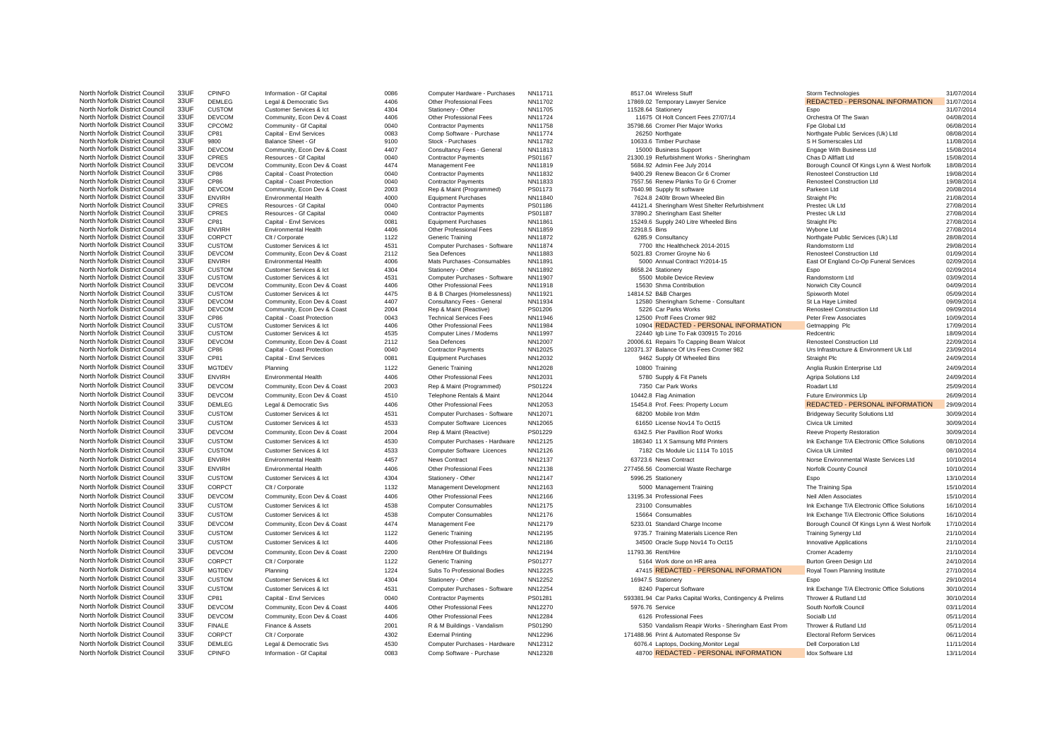| | | | | | | | | | | |
|---|---|---|---|---|---|---|---|---|---|---|
| North Norfolk District Council | 33UF | CPINFO | Information - Gf Capital | 0086 | Computer Hardware - Purchases | NN11711 | 8517.04 | Wireless Stuff | Storm Technologies | 31/07/2014 |
| North Norfolk District Council | 33UF | DEMLEG | Legal & Democratic Svs | 4406 | Other Professional Fees | NN11702 | 17869.02 | Temporary Lawyer Service | REDACTED - PERSONAL INFORMATION | 31/07/2014 |
| North Norfolk District Council | 33UF | CUSTOM | Customer Services & Ict | 4304 | Stationery - Other | NN11705 | 11528.64 | Stationery | Espo | 31/07/2014 |
| North Norfolk District Council | 33UF | DEVCOM | Community, Econ Dev & Coast | 4406 | Other Professional Fees | NN11724 | 11675 | Ol Holt Concert Fees 27/07/14 | Orchestra Of The Swan | 04/08/2014 |
| North Norfolk District Council | 33UF | CPCOM2 | Community - Gf Capital | 0040 | Contractor Payments | NN11758 | 35798.66 | Cromer Pier Major Works | Fpe Global Ltd | 06/08/2014 |
| North Norfolk District Council | 33UF | CP81 | Capital - Envl Services | 0083 | Comp Software - Purchase | NN11774 | 26250 | Northgate | Northgate Public Services (Uk) Ltd | 08/08/2014 |
| North Norfolk District Council | 33UF | 9800 | Balance Sheet - Gf | 9100 | Stock - Purchases | NN11782 | 10633.6 | Timber Purchase | S H Somerscales Ltd | 11/08/2014 |
| North Norfolk District Council | 33UF | DEVCOM | Community, Econ Dev & Coast | 4407 | Consultancy Fees - General | NN11813 | 15000 | Business Support | Engage With Business Ltd | 15/08/2014 |
| North Norfolk District Council | 33UF | CPRES | Resources - Gf Capital | 0040 | Contractor Payments | PS01167 | 21300.19 | Refurbishment Works - Sheringham | Chas D Alfflatt Ltd | 15/08/2014 |
| North Norfolk District Council | 33UF | DEVCOM | Community, Econ Dev & Coast | 4474 | Management Fee | NN11819 | 5684.92 | Admin Fee July 2014 | Borough Council Of Kings Lynn & West Norfolk | 18/08/2014 |
| North Norfolk District Council | 33UF | CP86 | Capital - Coast Protection | 0040 | Contractor Payments | NN11832 | 9400.29 | Renew Beacon Gr 6 Cromer | Renosteel Construction Ltd | 19/08/2014 |
| North Norfolk District Council | 33UF | CP86 | Capital - Coast Protection | 0040 | Contractor Payments | NN11833 | 7557.56 | Renew Planks To Gr 6 Cromer | Renosteel Construction Ltd | 19/08/2014 |
| North Norfolk District Council | 33UF | DEVCOM | Community, Econ Dev & Coast | 2003 | Rep & Maint (Programmed) | PS01173 | 7640.98 | Supply fit software | Parkeon Ltd | 20/08/2014 |
| North Norfolk District Council | 33UF | ENVIRH | Environmental Health | 4000 | Equipment Purchases | NN11840 | 7624.8 | 240ltr Brown Wheeled Bin | Straight Plc | 21/08/2014 |
| North Norfolk District Council | 33UF | CPRES | Resources - Gf Capital | 0040 | Contractor Payments | PS01186 | 44121.4 | Sheringham West Shelter Refurbishment | Prestec Uk Ltd | 27/08/2014 |
| North Norfolk District Council | 33UF | CPRES | Resources - Gf Capital | 0040 | Contractor Payments | PS01187 | 37890.2 | Sheringham East Shelter | Prestec Uk Ltd | 27/08/2014 |
| North Norfolk District Council | 33UF | CP81 | Capital - Envl Services | 0081 | Equipment Purchases | NN11861 | 15249.6 | Supply 240 Litre Wheeled Bins | Straight Plc | 27/08/2014 |
| North Norfolk District Council | 33UF | ENVIRH | Environmental Health | 4406 | Other Professional Fees | NN11859 | 22918.5 | Bins | Wybone Ltd | 27/08/2014 |
| North Norfolk District Council | 33UF | CORPCT | Clt / Corporate | 1122 | Generic Training | NN11872 | 6285.9 | Consultancy | Northgate Public Services (Uk) Ltd | 28/08/2014 |
| North Norfolk District Council | 33UF | CUSTOM | Customer Services & Ict | 4531 | Computer Purchases - Software | NN11874 | 7700 | Ithc Healthcheck 2014-2015 | Randomstorm Ltd | 29/08/2014 |
| North Norfolk District Council | 33UF | DEVCOM | Community, Econ Dev & Coast | 2112 | Sea Defences | NN11883 | 5021.83 | Cromer Groyne No 6 | Renosteel Construction Ltd | 01/09/2014 |
| North Norfolk District Council | 33UF | ENVIRH | Environmental Health | 4006 | Mats Purchases -Consumables | NN11891 | 5000 | Annual Contract Yr2014-15 | East Of England Co-Op Funeral Services | 02/09/2014 |
| North Norfolk District Council | 33UF | CUSTOM | Customer Services & Ict | 4304 | Stationery - Other | NN11892 | 8658.24 | Stationery | Espo | 02/09/2014 |
| North Norfolk District Council | 33UF | CUSTOM | Customer Services & Ict | 4531 | Computer Purchases - Software | NN11907 | 5500 | Mobile Device Review | Randomstorm Ltd | 03/09/2014 |
| North Norfolk District Council | 33UF | DEVCOM | Community, Econ Dev & Coast | 4406 | Other Professional Fees | NN11918 | 15630 | Shma Contribution | Norwich City Council | 04/09/2014 |
| North Norfolk District Council | 33UF | CUSTOM | Customer Services & Ict | 4475 | B & B Charges (Homelessness) | NN11921 | 14814.52 | B&B Charges | Spixworth Motel | 05/09/2014 |
| North Norfolk District Council | 33UF | DEVCOM | Community, Econ Dev & Coast | 4407 | Consultancy Fees - General | NN11934 | 12580 | Sheringham Scheme - Consultant | St La Haye Limited | 09/09/2014 |
| North Norfolk District Council | 33UF | DEVCOM | Community, Econ Dev & Coast | 2004 | Rep & Maint (Reactive) | PS01206 | 5226 | Car Parks Works | Renosteel Construction Ltd | 09/09/2014 |
| North Norfolk District Council | 33UF | CP86 | Capital - Coast Protection | 0043 | Technical Services Fees | NN11946 | 12500 | Proff Fees Cromer 982 | Peter Frew Associates | 10/09/2014 |
| North Norfolk District Council | 33UF | CUSTOM | Customer Services & Ict | 4406 | Other Professional Fees | NN11984 | 10904 | REDACTED - PERSONAL INFORMATION | Getmapping Plc | 17/09/2014 |
| North Norfolk District Council | 33UF | CUSTOM | Customer Services & Ict | 4535 | Computer Lines / Modems | NN11997 | 22440 | Igb Line To Fak 030915 To 2016 | Redcentric | 18/09/2014 |
| North Norfolk District Council | 33UF | DEVCOM | Community, Econ Dev & Coast | 2112 | Sea Defences | NN12007 | 20006.61 | Repairs To Capping Beam Walcot | Renosteel Construction Ltd | 22/09/2014 |
| North Norfolk District Council | 33UF | CP86 | Capital - Coast Protection | 0040 | Contractor Payments | NN12025 | 120371.37 | Balance Of Urs Fees Cromer 982 | Urs Infrastructure & Environment Uk Ltd | 23/09/2014 |
| North Norfolk District Council | 33UF | CP81 | Capital - Envl Services | 0081 | Equipment Purchases | NN12032 | 9462 | Supply Of Wheeled Bins | Straight Plc | 24/09/2014 |
| North Norfolk District Council | 33UF | MGTDEV | Planning | 1122 | Generic Training | NN12028 | 10800 | Training | Anglia Ruskin Enterprise Ltd | 24/09/2014 |
| North Norfolk District Council | 33UF | ENVIRH | Environmental Health | 4406 | Other Professional Fees | NN12031 | 5780 | Supply & Fit Panels | Agripa Solutions Ltd | 24/09/2014 |
| North Norfolk District Council | 33UF | DEVCOM | Community, Econ Dev & Coast | 2003 | Rep & Maint (Programmed) | PS01224 | 7350 | Car Park Works | Roadart Ltd | 25/09/2014 |
| North Norfolk District Council | 33UF | DEVCOM | Community, Econ Dev & Coast | 4510 | Telephone Rentals & Maint | NN12044 | 10442.8 | Flag Animation | Future Environmics Llp | 26/09/2014 |
| North Norfolk District Council | 33UF | DEMLEG | Legal & Democratic Svs | 4406 | Other Professional Fees | NN12053 | 15454.8 | Prof. Fees: Property Locum | REDACTED - PERSONAL INFORMATION | 29/09/2014 |
| North Norfolk District Council | 33UF | CUSTOM | Customer Services & Ict | 4531 | Computer Purchases - Software | NN12071 | 68200 | Mobile Iron Mdm | Bridgeway Security Solutions Ltd | 30/09/2014 |
| North Norfolk District Council | 33UF | CUSTOM | Customer Services & Ict | 4533 | Computer Software Licences | NN12065 | 61650 | License Nov14 To Oct15 | Civica Uk Limited | 30/09/2014 |
| North Norfolk District Council | 33UF | DEVCOM | Community, Econ Dev & Coast | 2004 | Rep & Maint (Reactive) | PS01229 | 6342.5 | Pier Pavillion Roof Works | Reeve Property Restoration | 30/09/2014 |
| North Norfolk District Council | 33UF | CUSTOM | Customer Services & Ict | 4530 | Computer Purchases - Hardware | NN12125 | 186340 | 11 X Samsung Mfd Printers | Ink Exchange T/A Electronic Office Solutions | 08/10/2014 |
| North Norfolk District Council | 33UF | CUSTOM | Customer Services & Ict | 4533 | Computer Software Licences | NN12126 | 7182 | Cts Module Lic 1114 To 1015 | Civica Uk Limited | 08/10/2014 |
| North Norfolk District Council | 33UF | ENVIRH | Environmental Health | 4457 | News Contract | NN12137 | 63723.6 | News Contract | Norse Environmental Waste Services Ltd | 10/10/2014 |
| North Norfolk District Council | 33UF | ENVIRH | Environmental Health | 4406 | Other Professional Fees | NN12138 | 277456.56 | Coomercial Waste Recharge | Norfolk County Council | 10/10/2014 |
| North Norfolk District Council | 33UF | CUSTOM | Customer Services & Ict | 4304 | Stationery - Other | NN12147 | 5996.25 | Stationery | Espo | 13/10/2014 |
| North Norfolk District Council | 33UF | CORPCT | Clt / Corporate | 1132 | Management Development | NN12163 | 5000 | Management Training | The Training Spa | 15/10/2014 |
| North Norfolk District Council | 33UF | DEVCOM | Community, Econ Dev & Coast | 4406 | Other Professional Fees | NN12166 | 13195.34 | Professional Fees | Neil Allen Associates | 15/10/2014 |
| North Norfolk District Council | 33UF | CUSTOM | Customer Services & Ict | 4538 | Computer Consumables | NN12175 | 23100 | Consumables | Ink Exchange T/A Electronic Office Solutions | 16/10/2014 |
| North Norfolk District Council | 33UF | CUSTOM | Customer Services & Ict | 4538 | Computer Consumables | NN12176 | 15664 | Consumables | Ink Exchange T/A Electronic Office Solutions | 16/10/2014 |
| North Norfolk District Council | 33UF | DEVCOM | Community, Econ Dev & Coast | 4474 | Management Fee | NN12179 | 5233.01 | Standard Charge Income | Borough Council Of Kings Lynn & West Norfolk | 17/10/2014 |
| North Norfolk District Council | 33UF | CUSTOM | Customer Services & Ict | 1122 | Generic Training | NN12195 | 9735.7 | Training Materials Licence Ren | Training Synergy Ltd | 21/10/2014 |
| North Norfolk District Council | 33UF | CUSTOM | Customer Services & Ict | 4406 | Other Professional Fees | NN12186 | 34500 | Oracle Supp Nov14 To Oct15 | Innovative Applications | 21/10/2014 |
| North Norfolk District Council | 33UF | DEVCOM | Community, Econ Dev & Coast | 2200 | Rent/Hire Of Buildings | NN12194 | 11793.36 | Rent/Hire | Cromer Academy | 21/10/2014 |
| North Norfolk District Council | 33UF | CORPCT | Clt / Corporate | 1122 | Generic Training | PS01277 | 5164 | Work done on HR area | Burton Green Design Ltd | 24/10/2014 |
| North Norfolk District Council | 33UF | MGTDEV | Planning | 1224 | Subs To Professional Bodies | NN12225 | 47415 | REDACTED - PERSONAL INFORMATION | Royal Town Planning Institute | 27/10/2014 |
| North Norfolk District Council | 33UF | CUSTOM | Customer Services & Ict | 4304 | Stationery - Other | NN12252 | 16947.5 | Stationery | Espo | 29/10/2014 |
| North Norfolk District Council | 33UF | CUSTOM | Customer Services & Ict | 4531 | Computer Purchases - Software | NN12254 | 8240 | Papercut Software | Ink Exchange T/A Electronic Office Solutions | 30/10/2014 |
| North Norfolk District Council | 33UF | CP81 | Capital - Envl Services | 0040 | Contractor Payments | PS01281 | 593381.94 | Car Parks Capital Works, Contingency & Prelims | Thrower & Rutland Ltd | 30/10/2014 |
| North Norfolk District Council | 33UF | DEVCOM | Community, Econ Dev & Coast | 4406 | Other Professional Fees | NN12270 | 5976.76 | Service | South Norfolk Council | 03/11/2014 |
| North Norfolk District Council | 33UF | DEVCOM | Community, Econ Dev & Coast | 4406 | Other Professional Fees | NN12284 | 6126 | Professional Fees | Socialb Ltd | 05/11/2014 |
| North Norfolk District Council | 33UF | FINALE | Finance & Assets | 2001 | R & M Buildings - Vandalism | PS01290 | 5350 | Vandalism Reapir Works - Sheringham East Prom | Thrower & Rutland Ltd | 05/11/2014 |
| North Norfolk District Council | 33UF | CORPCT | Clt / Corporate | 4302 | External Printing | NN12296 | 171488.96 | Print & Automated Response Sv | Electoral Reform Services | 06/11/2014 |
| North Norfolk District Council | 33UF | DEMLEG | Legal & Democratic Svs | 4530 | Computer Purchases - Hardware | NN12312 | 6076.4 | Laptops, Docking,Monitor Legal | Dell Corporation Ltd | 11/11/2014 |
| North Norfolk District Council | 33UF | CPINFO | Information - Gf Capital | 0083 | Comp Software - Purchase | NN12328 | 48700 | REDACTED - PERSONAL INFORMATION | Idox Software Ltd | 13/11/2014 |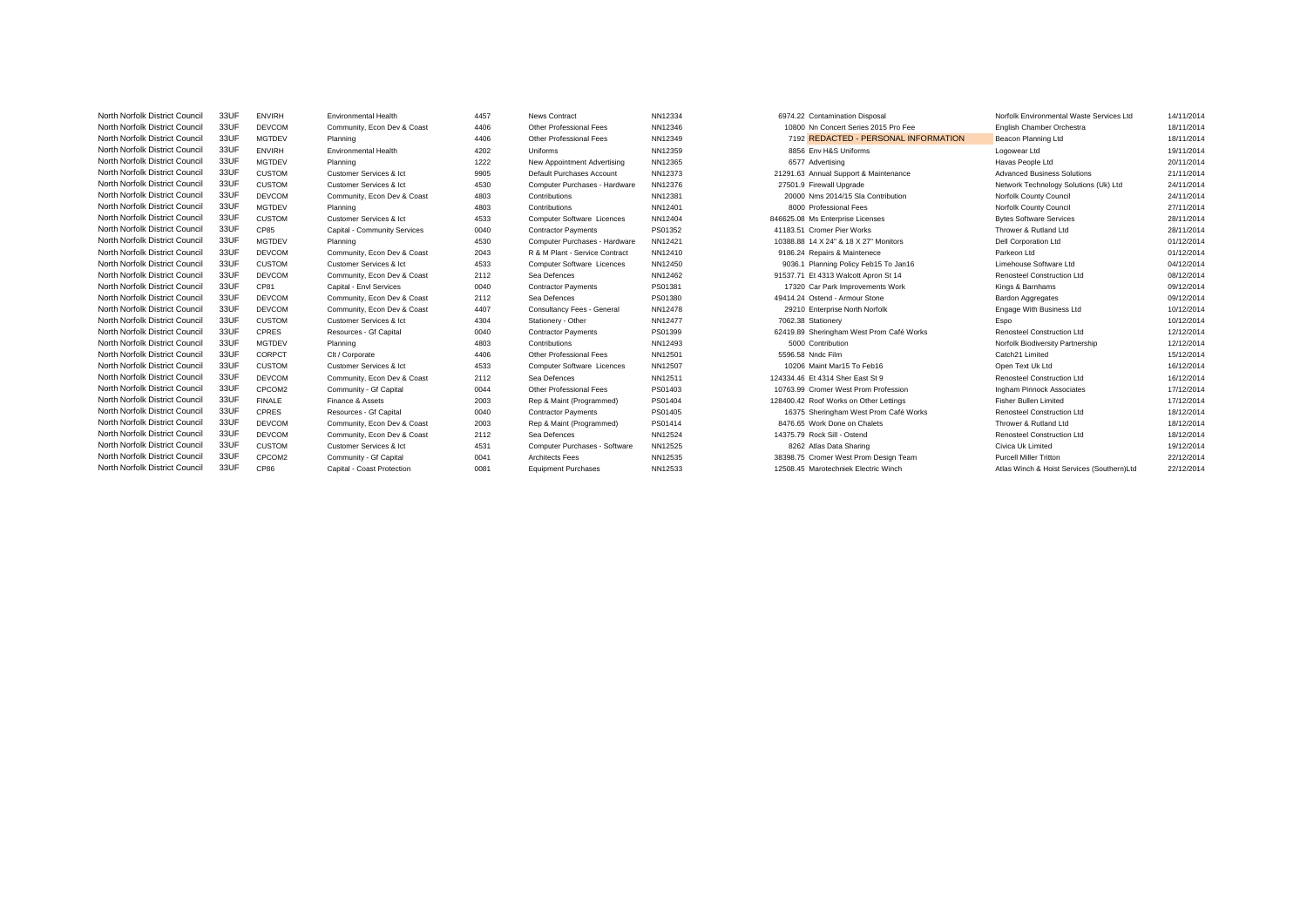| | | | | | | | | | | |
|---|---|---|---|---|---|---|---|---|---|---|
| North Norfolk District Council | 33UF | ENVIRH | Environmental Health | 4457 | News Contract | NN12334 | 6974.22 | Contamination Disposal | Norfolk Environmental Waste Services Ltd | 14/11/2014 |
| North Norfolk District Council | 33UF | DEVCOM | Community, Econ Dev & Coast | 4406 | Other Professional Fees | NN12346 | 10800 | Nn Concert Series 2015 Pro Fee | English Chamber Orchestra | 18/11/2014 |
| North Norfolk District Council | 33UF | MGTDEV | Planning | 4406 | Other Professional Fees | NN12349 | 7192 | REDACTED - PERSONAL INFORMATION | Beacon Planning Ltd | 18/11/2014 |
| North Norfolk District Council | 33UF | ENVIRH | Environmental Health | 4202 | Uniforms | NN12359 | 8856 | Env H&S Uniforms | Logowear Ltd | 19/11/2014 |
| North Norfolk District Council | 33UF | MGTDEV | Planning | 1222 | New Appointment Advertising | NN12365 | 6577 | Advertising | Havas People Ltd | 20/11/2014 |
| North Norfolk District Council | 33UF | CUSTOM | Customer Services & Ict | 9905 | Default Purchases Account | NN12373 | 21291.63 | Annual Support & Maintenance | Advanced Business Solutions | 21/11/2014 |
| North Norfolk District Council | 33UF | CUSTOM | Customer Services & Ict | 4530 | Computer Purchases - Hardware | NN12376 | 27501.9 | Firewall Upgrade | Network Technology Solutions (Uk) Ltd | 24/11/2014 |
| North Norfolk District Council | 33UF | DEVCOM | Community, Econ Dev & Coast | 4803 | Contributions | NN12381 | 20000 | Nms 2014/15 Sla Contribution | Norfolk County Council | 24/11/2014 |
| North Norfolk District Council | 33UF | MGTDEV | Planning | 4803 | Contributions | NN12401 | 8000 | Professional Fees | Norfolk County Council | 27/11/2014 |
| North Norfolk District Council | 33UF | CUSTOM | Customer Services & Ict | 4533 | Computer Software Licences | NN12404 | 846625.08 | Ms Enterprise Licenses | Bytes Software Services | 28/11/2014 |
| North Norfolk District Council | 33UF | CP85 | Capital - Community Services | 0040 | Contractor Payments | PS01352 | 41183.51 | Cromer Pier Works | Thrower & Rutland Ltd | 28/11/2014 |
| North Norfolk District Council | 33UF | MGTDEV | Planning | 4530 | Computer Purchases - Hardware | NN12421 | 10388.88 | 14 X 24" & 18 X 27" Monitors | Dell Corporation Ltd | 01/12/2014 |
| North Norfolk District Council | 33UF | DEVCOM | Community, Econ Dev & Coast | 2043 | R & M Plant - Service Contract | NN12410 | 9186.24 | Repairs & Maintenece | Parkeon Ltd | 01/12/2014 |
| North Norfolk District Council | 33UF | CUSTOM | Customer Services & Ict | 4533 | Computer Software Licences | NN12450 | 9036.1 | Planning Policy Feb15 To Jan16 | Limehouse Software Ltd | 04/12/2014 |
| North Norfolk District Council | 33UF | DEVCOM | Community, Econ Dev & Coast | 2112 | Sea Defences | NN12462 | 91537.71 | Et 4313 Walcott Apron St 14 | Renosteel Construction Ltd | 08/12/2014 |
| North Norfolk District Council | 33UF | CP81 | Capital - Envl Services | 0040 | Contractor Payments | PS01381 | 17320 | Car Park Improvements Work | Kings & Barnhams | 09/12/2014 |
| North Norfolk District Council | 33UF | DEVCOM | Community, Econ Dev & Coast | 2112 | Sea Defences | PS01380 | 49414.24 | Ostend - Armour Stone | Bardon Aggregates | 09/12/2014 |
| North Norfolk District Council | 33UF | DEVCOM | Community, Econ Dev & Coast | 4407 | Consultancy Fees - General | NN12478 | 29210 | Enterprise North Norfolk | Engage With Business Ltd | 10/12/2014 |
| North Norfolk District Council | 33UF | CUSTOM | Customer Services & Ict | 4304 | Stationery - Other | NN12477 | 7062.38 | Stationery | Espo | 10/12/2014 |
| North Norfolk District Council | 33UF | CPRES | Resources - Gf Capital | 0040 | Contractor Payments | PS01399 | 62419.89 | Sheringham West Prom Café Works | Renosteel Construction Ltd | 12/12/2014 |
| North Norfolk District Council | 33UF | MGTDEV | Planning | 4803 | Contributions | NN12493 | 5000 | Contribution | Norfolk Biodiversity Partnership | 12/12/2014 |
| North Norfolk District Council | 33UF | CORPCT | Clt / Corporate | 4406 | Other Professional Fees | NN12501 | 5596.58 | Nndc Film | Catch21 Limited | 15/12/2014 |
| North Norfolk District Council | 33UF | CUSTOM | Customer Services & Ict | 4533 | Computer Software Licences | NN12507 | 10206 | Maint Mar15 To Feb16 | Open Text Uk Ltd | 16/12/2014 |
| North Norfolk District Council | 33UF | DEVCOM | Community, Econ Dev & Coast | 2112 | Sea Defences | NN12511 | 124334.46 | Et 4314 Sher East St 9 | Renosteel Construction Ltd | 16/12/2014 |
| North Norfolk District Council | 33UF | CPCOM2 | Community - Gf Capital | 0044 | Other Professional Fees | PS01403 | 10763.99 | Cromer West Prom Profession | Ingham Pinnock Associates | 17/12/2014 |
| North Norfolk District Council | 33UF | FINALE | Finance & Assets | 2003 | Rep & Maint (Programmed) | PS01404 | 128400.42 | Roof Works on Other Lettings | Fisher Bullen Limited | 17/12/2014 |
| North Norfolk District Council | 33UF | CPRES | Resources - Gf Capital | 0040 | Contractor Payments | PS01405 | 16375 | Sheringham West Prom Café Works | Renosteel Construction Ltd | 18/12/2014 |
| North Norfolk District Council | 33UF | DEVCOM | Community, Econ Dev & Coast | 2003 | Rep & Maint (Programmed) | PS01414 | 8476.65 | Work Done on Chalets | Thrower & Rutland Ltd | 18/12/2014 |
| North Norfolk District Council | 33UF | DEVCOM | Community, Econ Dev & Coast | 2112 | Sea Defences | NN12524 | 14375.79 | Rock Sill - Ostend | Renosteel Construction Ltd | 18/12/2014 |
| North Norfolk District Council | 33UF | CUSTOM | Customer Services & Ict | 4531 | Computer Purchases - Software | NN12525 | 8262 | Atlas Data Sharing | Civica Uk Limited | 19/12/2014 |
| North Norfolk District Council | 33UF | CPCOM2 | Community - Gf Capital | 0041 | Architects Fees | NN12535 | 38398.75 | Cromer West Prom Design Team | Purcell Miller Tritton | 22/12/2014 |
| North Norfolk District Council | 33UF | CP86 | Capital - Coast Protection | 0081 | Equipment Purchases | NN12533 | 12508.45 | Marotechniek Electric Winch | Atlas Winch & Hoist Services (Southern)Ltd | 22/12/2014 |